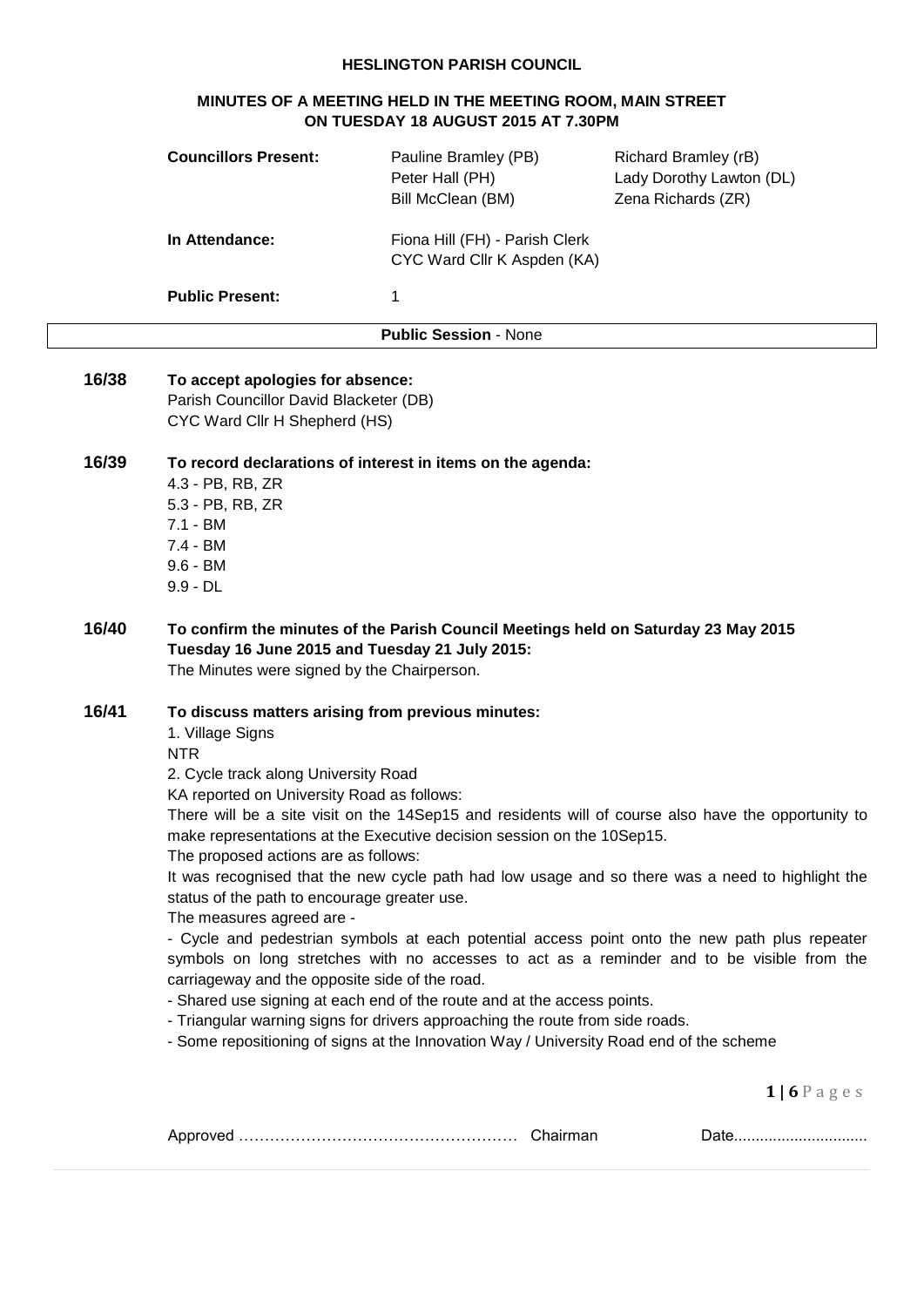**HESLINGTON PARISH COUNCIL**

**MINUTES OF A MEETING HELD IN THE MEETING ROOM, MAIN STREET ON TUESDAY 18 AUGUST 2015 AT 7.30PM**

| | | |
|---|---|---|
| **Councillors Present:** | Pauline Bramley (PB) | Richard Bramley (rB) |
| | Peter Hall (PH) | Lady Dorothy Lawton (DL) |
| | Bill McClean (BM) | Zena Richards (ZR) |
| **In Attendance:** | Fiona Hill (FH) - Parish Clerk | |
| | CYC Ward Cllr K Aspden (KA) | |
| **Public Present:** | 1 | |

**Public Session** - None

**16/38 To accept apologies for absence:**

Parish Councillor David Blacketer (DB)
CYC Ward Cllr H Shepherd (HS)

**16/39 To record declarations of interest in items on the agenda:**

4.3 - PB, RB, ZR
5.3 - PB, RB, ZR
7.1 - BM
7.4 - BM
9.6 - BM
9.9 - DL

**16/40 To confirm the minutes of the Parish Council Meetings held on Saturday 23 May 2015 Tuesday 16 June 2015 and Tuesday 21 July 2015:**

The Minutes were signed by the Chairperson.

**16/41 To discuss matters arising from previous minutes:**

1. Village Signs
NTR
2. Cycle track along University Road
KA reported on University Road as follows:
There will be a site visit on the 14Sep15 and residents will of course also have the opportunity to make representations at the Executive decision session on the 10Sep15.
The proposed actions are as follows:
It was recognised that the new cycle path had low usage and so there was a need to highlight the status of the path to encourage greater use.
The measures agreed are -
- Cycle and pedestrian symbols at each potential access point onto the new path plus repeater symbols on long stretches with no accesses to act as a reminder and to be visible from the carriageway and the opposite side of the road.
- Shared use signing at each end of the route and at the access points.
- Triangular warning signs for drivers approaching the route from side roads.
- Some repositioning of signs at the Innovation Way / University Road end of the scheme

Approved ……………………………………………… Chairman Date...............................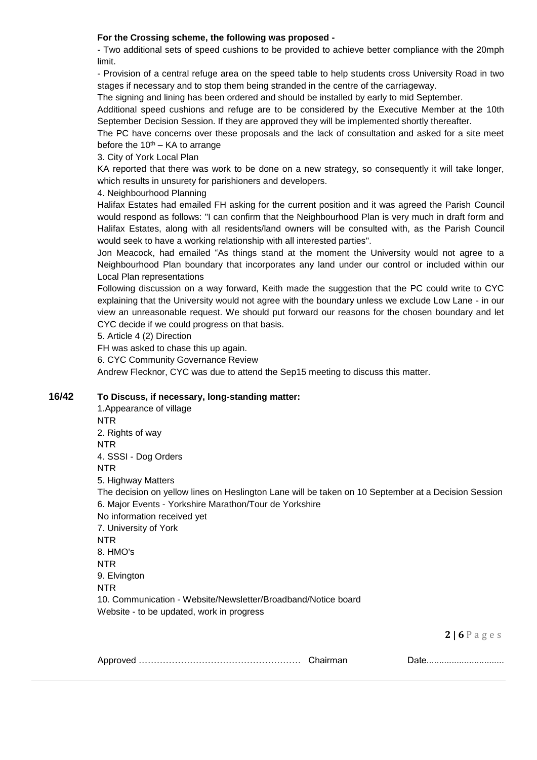**For the Crossing scheme, the following was proposed -**

- Two additional sets of speed cushions to be provided to achieve better compliance with the 20mph limit.
- Provision of a central refuge area on the speed table to help students cross University Road in two stages if necessary and to stop them being stranded in the centre of the carriageway.

The signing and lining has been ordered and should be installed by early to mid September.

Additional speed cushions and refuge are to be considered by the Executive Member at the 10th September Decision Session. If they are approved they will be implemented shortly thereafter.

The PC have concerns over these proposals and the lack of consultation and asked for a site meet before the 10th – KA to arrange

3. City of York Local Plan

KA reported that there was work to be done on a new strategy, so consequently it will take longer, which results in unsurety for parishioners and developers.

4. Neighbourhood Planning

Halifax Estates had emailed FH asking for the current position and it was agreed the Parish Council would respond as follows: "I can confirm that the Neighbourhood Plan is very much in draft form and Halifax Estates, along with all residents/land owners will be consulted with, as the Parish Council would seek to have a working relationship with all interested parties".

Jon Meacock, had emailed "As things stand at the moment the University would not agree to a Neighbourhood Plan boundary that incorporates any land under our control or included within our Local Plan representations

Following discussion on a way forward, Keith made the suggestion that the PC could write to CYC explaining that the University would not agree with the boundary unless we exclude Low Lane - in our view an unreasonable request. We should put forward our reasons for the chosen boundary and let CYC decide if we could progress on that basis.

5. Article 4 (2) Direction

FH was asked to chase this up again.

6. CYC Community Governance Review

Andrew Flecknor, CYC was due to attend the Sep15 meeting to discuss this matter.

**16/42 To Discuss, if necessary, long-standing matter:**

1.Appearance of village

NTR

2. Rights of way

NTR

4. SSSI - Dog Orders

NTR

5. Highway Matters

The decision on yellow lines on Heslington Lane will be taken on 10 September at a Decision Session

6. Major Events - Yorkshire Marathon/Tour de Yorkshire

No information received yet

7. University of York

NTR

8. HMO's

NTR

9. Elvington

NTR

10. Communication - Website/Newsletter/Broadband/Notice board

Website - to be updated, work in progress

Approved …………………………………………… Chairman Date..............................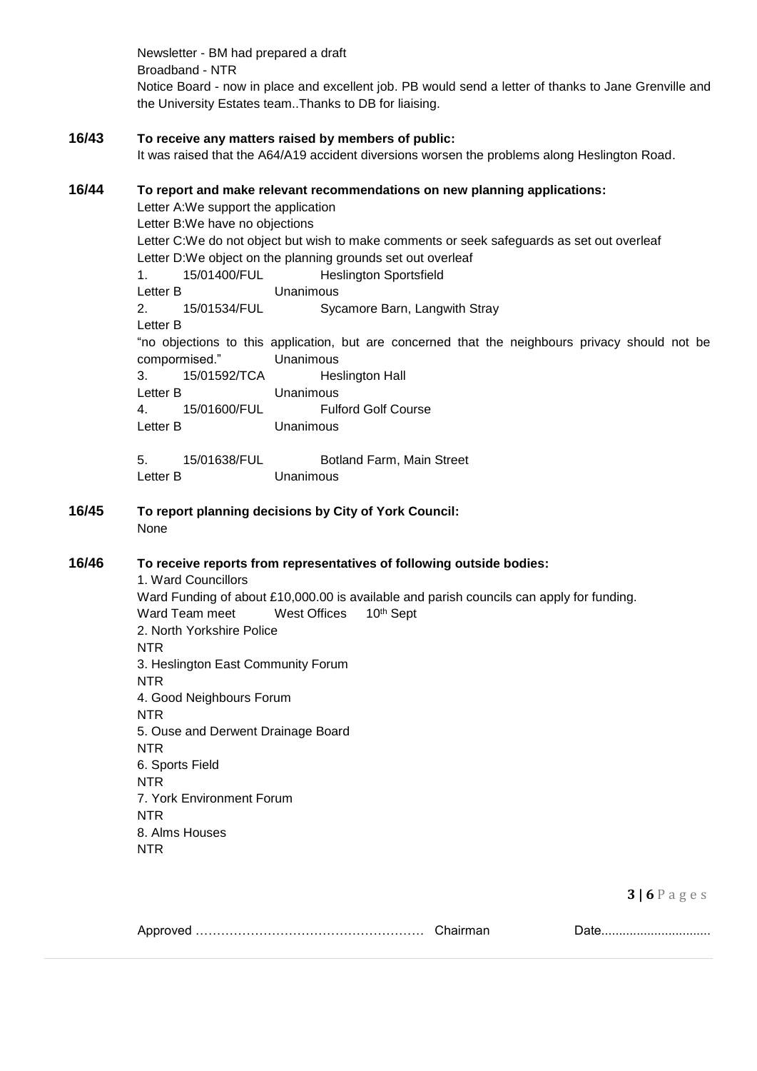Newsletter - BM had prepared a draft

Broadband - NTR

Notice Board - now in place and excellent job. PB would send a letter of thanks to Jane Grenville and the University Estates team..Thanks to DB for liaising.

**16/43 To receive any matters raised by members of public:**

It was raised that the A64/A19 accident diversions worsen the problems along Heslington Road.

**16/44 To report and make relevant recommendations on new planning applications:**

Letter A:We support the application

Letter B:We have no objections

Letter C:We do not object but wish to make comments or seek safeguards as set out overleaf

Letter D:We object on the planning grounds set out overleaf

1. 15/01400/FUL Heslington Sportsfield

Letter B Unanimous

2. 15/01534/FUL Sycamore Barn, Langwith Stray

Letter B

"no objections to this application, but are concerned that the neighbours privacy should not be compormised." Unanimous

3. 15/01592/TCA Heslington Hall

Letter B Unanimous

4. 15/01600/FUL Fulford Golf Course

Letter B Unanimous

5. 15/01638/FUL Botland Farm, Main Street

Letter B Unanimous

**16/45 To report planning decisions by City of York Council:**

None

**16/46 To receive reports from representatives of following outside bodies:**

1. Ward Councillors

Ward Funding of about £10,000.00 is available and parish councils can apply for funding.

Ward Team meet West Offices 10th Sept

2. North Yorkshire Police

NTR

3. Heslington East Community Forum

NTR

4. Good Neighbours Forum

NTR

5. Ouse and Derwent Drainage Board

NTR

6. Sports Field

NTR

7. York Environment Forum

NTR

8. Alms Houses

NTR

Approved ……………………………………………… Chairman Date...............................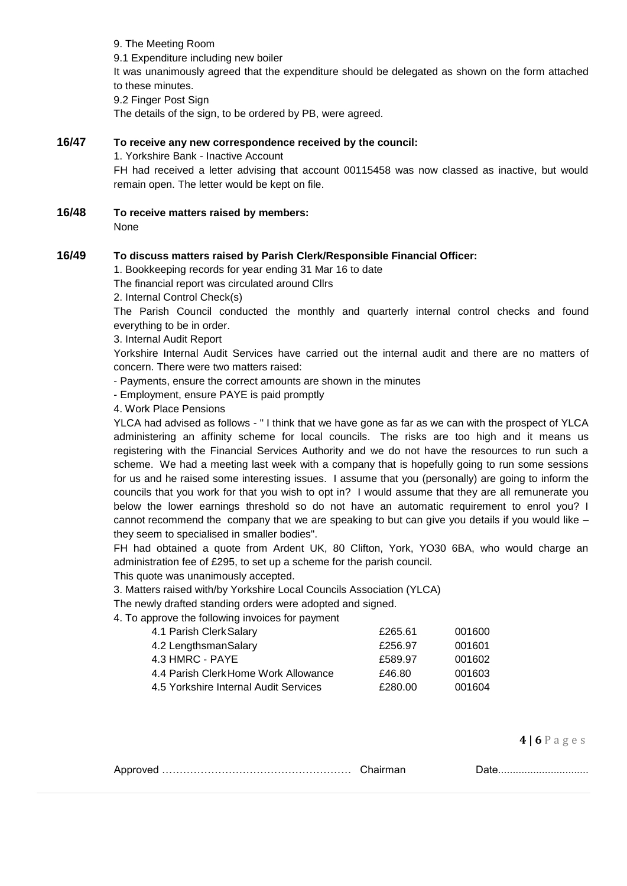9. The Meeting Room

9.1 Expenditure including new boiler

It was unanimously agreed that the expenditure should be delegated as shown on the form attached to these minutes.

9.2 Finger Post Sign

The details of the sign, to be ordered by PB, were agreed.

**16/47 To receive any new correspondence received by the council:**

1. Yorkshire Bank - Inactive Account

FH had received a letter advising that account 00115458 was now classed as inactive, but would remain open. The letter would be kept on file.

**16/48 To receive matters raised by members:**

None

**16/49 To discuss matters raised by Parish Clerk/Responsible Financial Officer:**

1. Bookkeeping records for year ending 31 Mar 16 to date

The financial report was circulated around Cllrs

2. Internal Control Check(s)

The Parish Council conducted the monthly and quarterly internal control checks and found everything to be in order.

3. Internal Audit Report

Yorkshire Internal Audit Services have carried out the internal audit and there are no matters of concern. There were two matters raised:

- Payments, ensure the correct amounts are shown in the minutes
- Employment, ensure PAYE is paid promptly

4. Work Place Pensions

YLCA had advised as follows - " I think that we have gone as far as we can with the prospect of YLCA administering an affinity scheme for local councils. The risks are too high and it means us registering with the Financial Services Authority and we do not have the resources to run such a scheme. We had a meeting last week with a company that is hopefully going to run some sessions for us and he raised some interesting issues. I assume that you (personally) are going to inform the councils that you work for that you wish to opt in? I would assume that they are all remunerate you below the lower earnings threshold so do not have an automatic requirement to enrol you? I cannot recommend the company that we are speaking to but can give you details if you would like – they seem to specialised in smaller bodies".

FH had obtained a quote from Ardent UK, 80 Clifton, York, YO30 6BA, who would charge an administration fee of £295, to set up a scheme for the parish council.

This quote was unanimously accepted.

3. Matters raised with/by Yorkshire Local Councils Association (YLCA)

The newly drafted standing orders were adopted and signed.

4. To approve the following invoices for payment

| | | |
|---|---|---|
| 4.1 Parish Clerk Salary | £265.61 | 001600 |
| 4.2 Lengthsman Salary | £256.97 | 001601 |
| 4.3 HMRC - PAYE | £589.97 | 001602 |
| 4.4 Parish Clerk Home Work Allowance | £46.80 | 001603 |
| 4.5 Yorkshire Internal Audit Services | £280.00 | 001604 |

Approved …………………………………………… Chairman Date...............................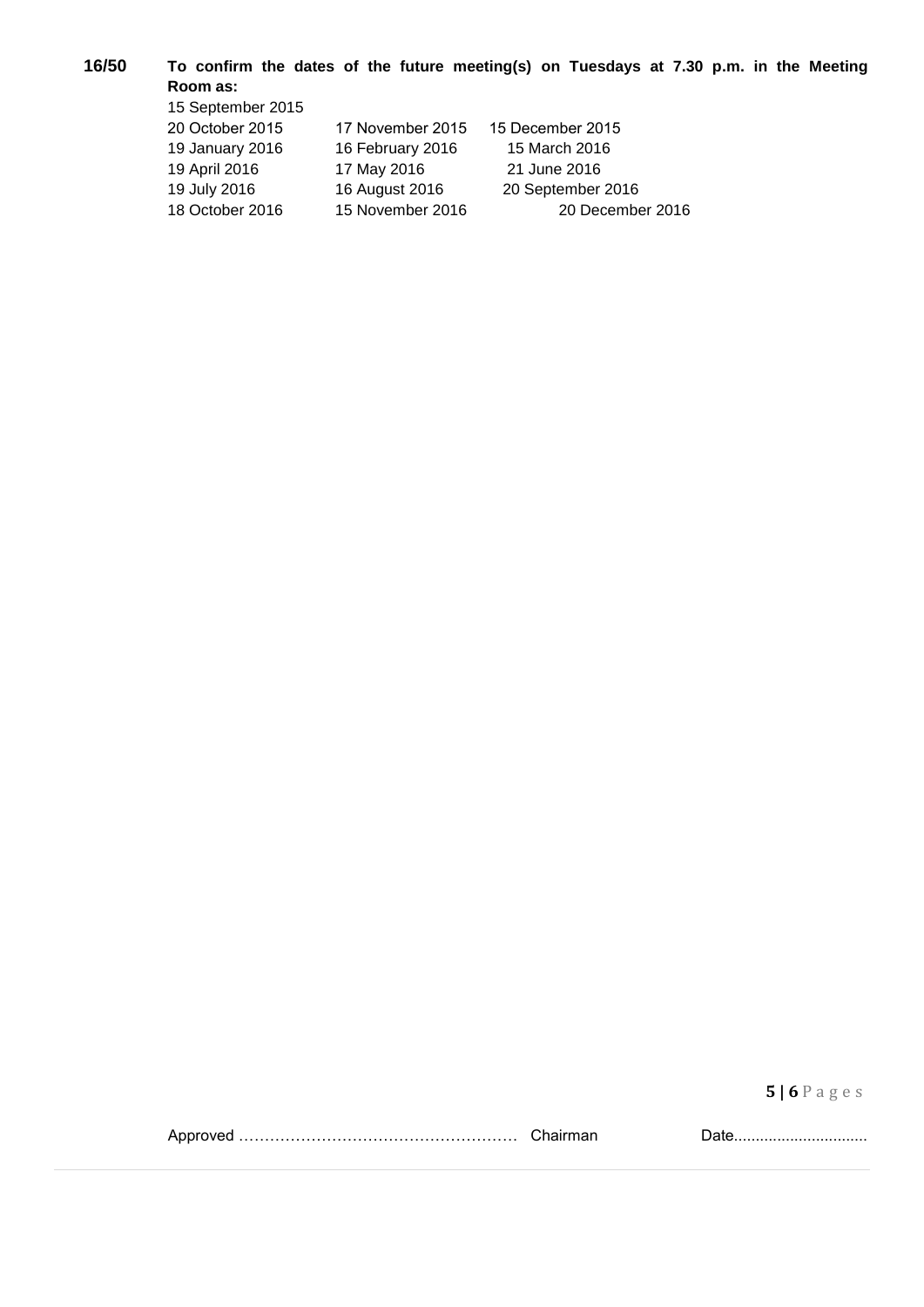**16/50 To confirm the dates of the future meeting(s) on Tuesdays at 7.30 p.m. in the Meeting Room as:**

15 September 2015

| | | |
|---|---|---|
| 20 October 2015 | 17 November 2015 | 15 December 2015 |
| 19 January 2016 | 16 February 2016 | 15 March 2016 |
| 19 April 2016 | 17 May 2016 | 21 June 2016 |
| 19 July 2016 | 16 August 2016 | 20 September 2016 |
| 18 October 2016 | 15 November 2016 | 20 December 2016 |

Approved …………………………………………… Chairman Date..............................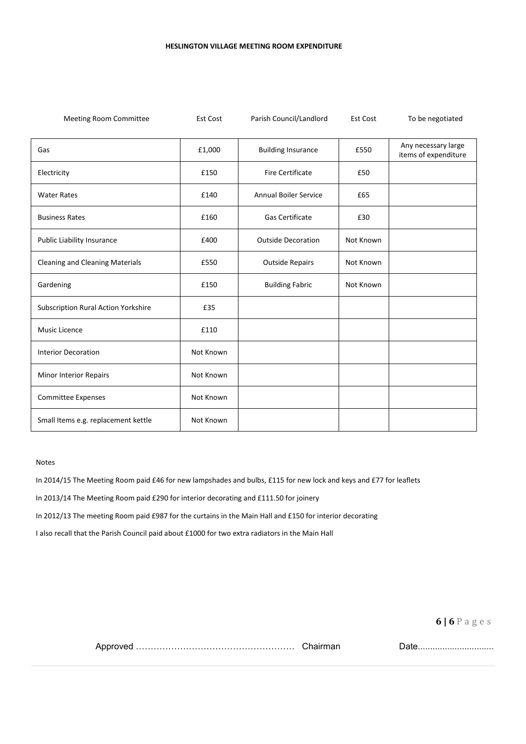**HESLINGTON VILLAGE MEETING ROOM EXPENDITURE**

| Meeting Room Committee | Est Cost | Parish Council/Landlord | Est Cost | To be negotiated |
|---|---|---|---|---|
| Gas | £1,000 | Building Insurance | £550 | Any necessary large items of expenditure |
| Electricity | £150 | Fire Certificate | £50 | |
| Water Rates | £140 | Annual Boiler Service | £65 | |
| Business Rates | £160 | Gas Certificate | £30 | |
| Public Liability Insurance | £400 | Outside Decoration | Not Known | |
| Cleaning and Cleaning Materials | £550 | Outside Repairs | Not Known | |
| Gardening | £150 | Building Fabric | Not Known | |
| Subscription Rural Action Yorkshire | £35 | | | |
| Music Licence | £110 | | | |
| Interior Decoration | Not Known | | | |
| Minor Interior Repairs | Not Known | | | |
| Committee Expenses | Not Known | | | |
| Small Items e.g. replacement kettle | Not Known | | | |

Notes

In 2014/15 The Meeting Room paid £46 for new lampshades and bulbs, £115 for new lock and keys and £77 for leaflets

In 2013/14 The Meeting Room paid £290 for interior decorating and £111.50 for joinery

In 2012/13 The meeting Room paid £987 for the curtains in the Main Hall and £150 for interior decorating

I also recall that the Parish Council paid about £1000 for two extra radiators in the Main Hall

Approved ……………………………………………… Chairman Date..............................